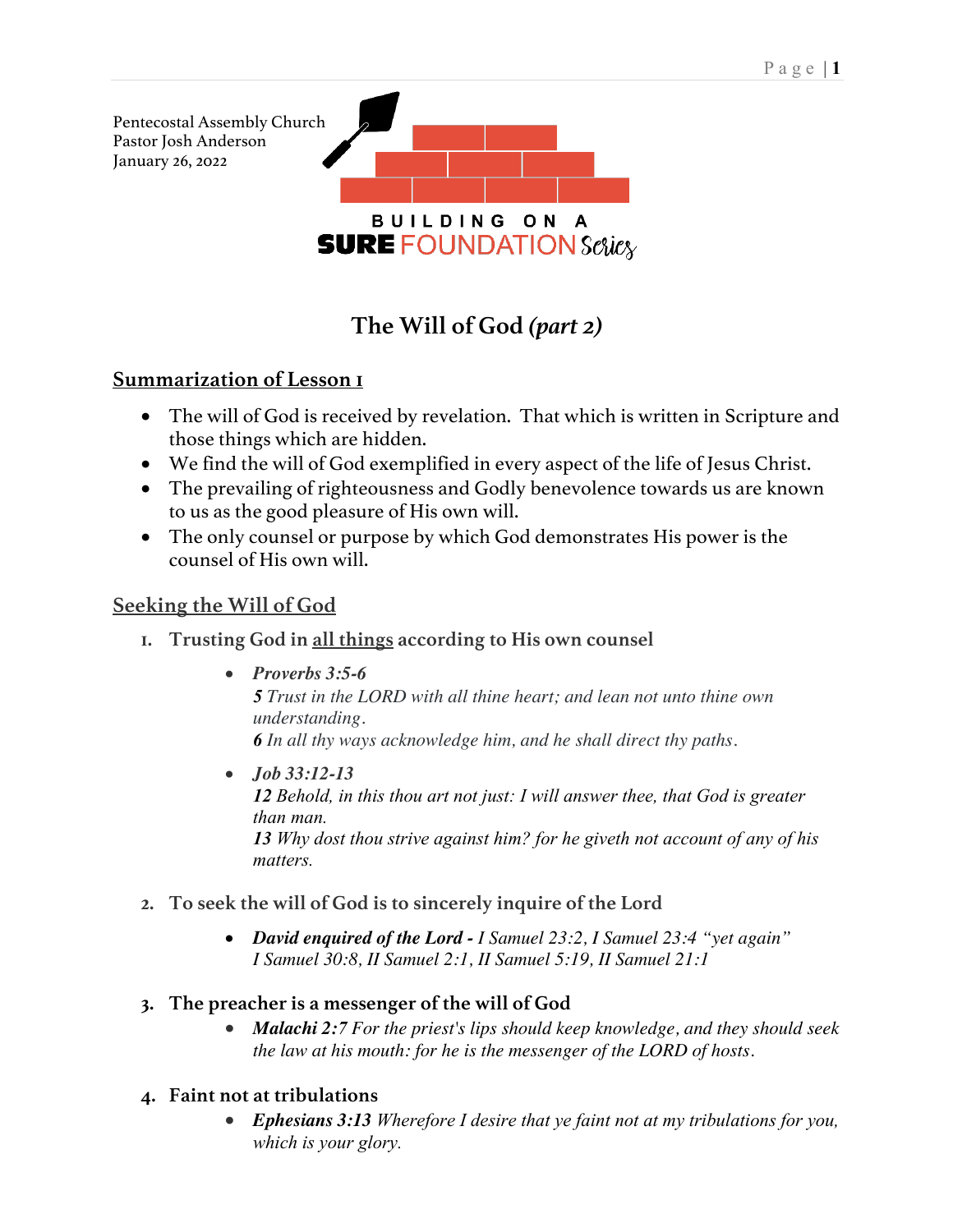Pentecostal Assembly Church
Pastor Josh Anderson
January 26, 2022

BUILDING ON A
SURE FOUNDATION Series

# The Will of God *(part 2)*

## Summarization of Lesson 1

- The will of God is received by revelation. That which is written in Scripture and those things which are hidden.
- We find the will of God exemplified in every aspect of the life of Jesus Christ.
- The prevailing of righteousness and Godly benevolence towards us are known to us as the good pleasure of His own will.
- The only counsel or purpose by which God demonstrates His power is the counsel of His own will.

## Seeking the Will of God

1. **Trusting God in <u>all things</u> according to His own counsel**
    - ***Proverbs 3:5-6***
      ***5*** *Trust in the LORD with all thine heart; and lean not unto thine own understanding.*
      ***6*** *In all thy ways acknowledge him, and he shall direct thy paths.*
    - ***Job 33:12-13***
      ***12*** *Behold, in this thou art not just: I will answer thee, that God is greater than man.*
      ***13*** *Why dost thou strive against him? for he giveth not account of any of his matters.*

2. **To seek the will of God is to sincerely inquire of the Lord**
    - ***David enquired of the Lord -*** *I Samuel 23:2, I Samuel 23:4 "yet again" I Samuel 30:8, II Samuel 2:1, II Samuel 5:19, II Samuel 21:1*

3. **The preacher is a messenger of the will of God**
    - ***Malachi 2:7*** *For the priest's lips should keep knowledge, and they should seek the law at his mouth: for he is the messenger of the LORD of hosts.*

4. **Faint not at tribulations**
    - ***Ephesians 3:13*** *Wherefore I desire that ye faint not at my tribulations for you, which is your glory.*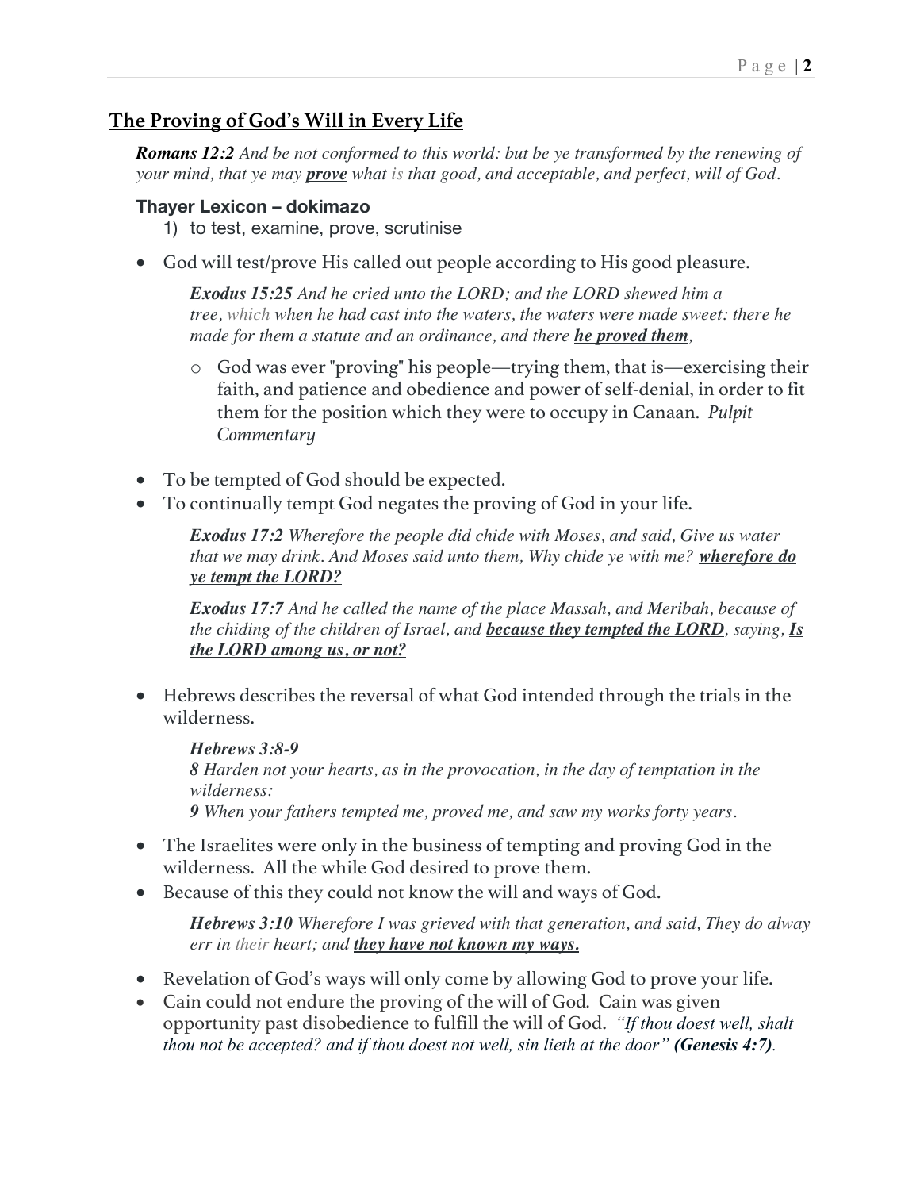## The Proving of God's Will in Every Life

***Romans 12:2*** *And be not conformed to this world: but be ye transformed by the renewing of your mind, that ye may **prove** what is that good, and acceptable, and perfect, will of God.*

### Thayer Lexicon – dokimazo

1) to test, examine, prove, scrutinise

- God will test/prove His called out people according to His good pleasure.

  ***Exodus 15:25*** *And he cried unto the LORD; and the LORD shewed him a tree, which when he had cast into the waters, the waters were made sweet: there he made for them a statute and an ordinance, and there **he proved them**,*

  - God was ever "proving" his people—trying them, that is—exercising their faith, and patience and obedience and power of self-denial, in order to fit them for the position which they were to occupy in Canaan. *Pulpit Commentary*

- To be tempted of God should be expected.
- To continually tempt God negates the proving of God in your life.

  ***Exodus 17:2*** *Wherefore the people did chide with Moses, and said, Give us water that we may drink. And Moses said unto them, Why chide ye with me? **wherefore do ye tempt the LORD?***

  ***Exodus 17:7*** *And he called the name of the place Massah, and Meribah, because of the chiding of the children of Israel, and **because they tempted the LORD**, saying, **Is the LORD among us, or not?***

- Hebrews describes the reversal of what God intended through the trials in the wilderness.

  ***Hebrews 3:8-9***
  ***8*** *Harden not your hearts, as in the provocation, in the day of temptation in the wilderness:*
  ***9*** *When your fathers tempted me, proved me, and saw my works forty years.*

- The Israelites were only in the business of tempting and proving God in the wilderness. All the while God desired to prove them.
- Because of this they could not know the will and ways of God.

  ***Hebrews 3:10*** *Wherefore I was grieved with that generation, and said, They do alway err in their heart; and **they have not known my ways.***

- Revelation of God's ways will only come by allowing God to prove your life.
- Cain could not endure the proving of the will of God. Cain was given opportunity past disobedience to fulfill the will of God. *"If thou doest well, shalt thou not be accepted? and if thou doest not well, sin lieth at the door" **(Genesis 4:7)**.*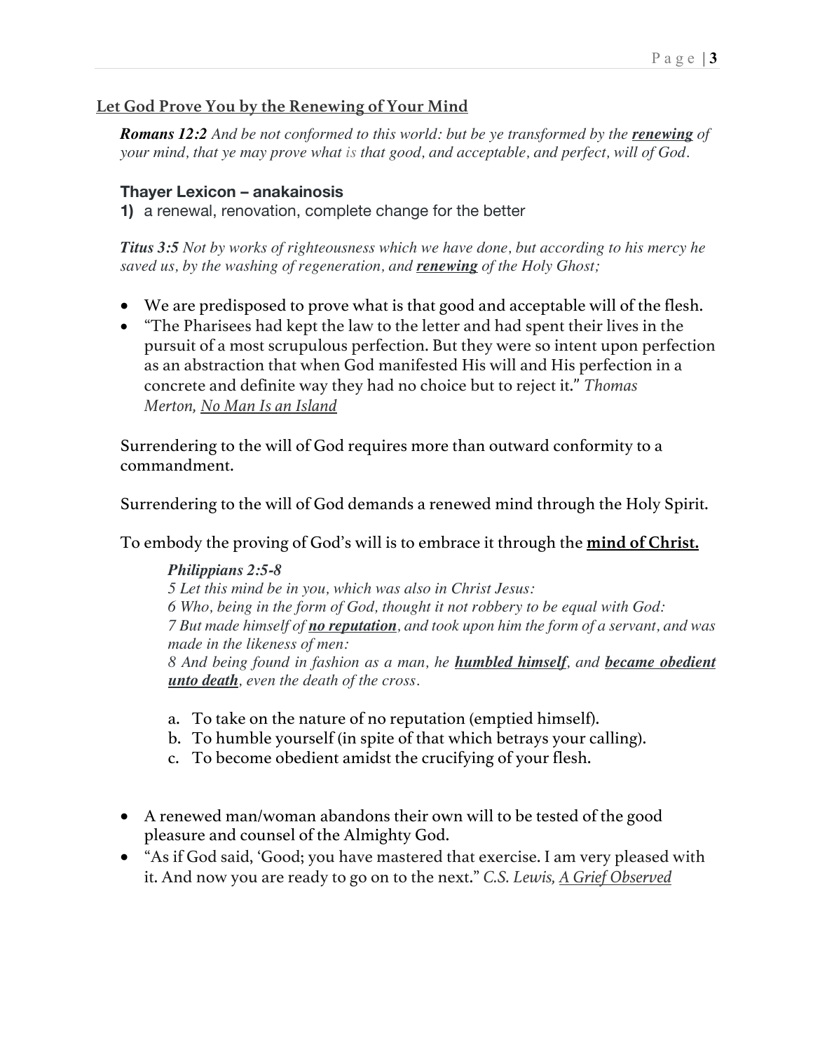## <u>Let God Prove You by the Renewing of Your Mind</u>

> ***Romans 12:2*** *And be not conformed to this world: but be ye transformed by the* ***<u>renewing</u>*** *of your mind, that ye may prove what is that good, and acceptable, and perfect, will of God.*

### Thayer Lexicon – anakainosis

**1)** a renewal, renovation, complete change for the better

***Titus 3:5*** *Not by works of righteousness which we have done, but according to his mercy he saved us, by the washing of regeneration, and* ***<u>renewing</u>*** *of the Holy Ghost;*

- We are predisposed to prove what is that good and acceptable will of the flesh.
- "The Pharisees had kept the law to the letter and had spent their lives in the pursuit of a most scrupulous perfection. But they were so intent upon perfection as an abstraction that when God manifested His will and His perfection in a concrete and definite way they had no choice but to reject it." *Thomas Merton,* <u>*No Man Is an Island*</u>

Surrendering to the will of God requires more than outward conformity to a commandment.

Surrendering to the will of God demands a renewed mind through the Holy Spirit.

To embody the proving of God's will is to embrace it through the **<u>mind of Christ.</u>**

> ***Philippians 2:5-8***
> *5 Let this mind be in you, which was also in Christ Jesus:*
> *6 Who, being in the form of God, thought it not robbery to be equal with God:*
> *7 But made himself of* ***<u>no reputation</u>****, and took upon him the form of a servant, and was made in the likeness of men:*
> *8 And being found in fashion as a man, he* ***<u>humbled himself</u>****, and* ***<u>became obedient unto death</u>****, even the death of the cross.*

a. To take on the nature of no reputation (emptied himself).
b. To humble yourself (in spite of that which betrays your calling).
c. To become obedient amidst the crucifying of your flesh.

- A renewed man/woman abandons their own will to be tested of the good pleasure and counsel of the Almighty God.
- "As if God said, 'Good; you have mastered that exercise. I am very pleased with it. And now you are ready to go on to the next." *C.S. Lewis,* <u>*A Grief Observed*</u>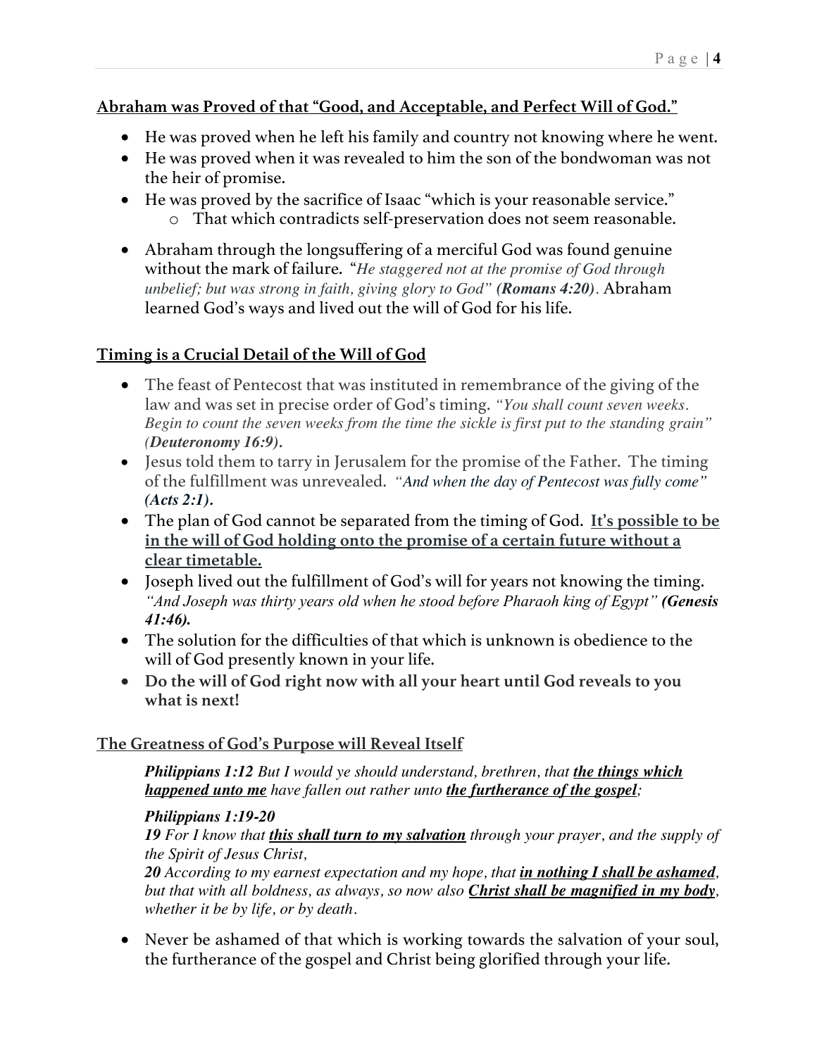## Abraham was Proved of that "Good, and Acceptable, and Perfect Will of God."

- He was proved when he left his family and country not knowing where he went.
- He was proved when it was revealed to him the son of the bondwoman was not the heir of promise.
- He was proved by the sacrifice of Isaac "which is your reasonable service."
    - That which contradicts self-preservation does not seem reasonable.

- Abraham through the longsuffering of a merciful God was found genuine without the mark of failure. "*He staggered not at the promise of God through unbelief; but was strong in faith, giving glory to God*" ***(Romans 4:20)***. Abraham learned God's ways and lived out the will of God for his life.

## Timing is a Crucial Detail of the Will of God

- The feast of Pentecost that was instituted in remembrance of the giving of the law and was set in precise order of God's timing. *"You shall count seven weeks. Begin to count the seven weeks from the time the sickle is first put to the standing grain"* ***(Deuteronomy 16:9).***
- Jesus told them to tarry in Jerusalem for the promise of the Father. The timing of the fulfillment was unrevealed. *"And when the day of Pentecost was fully come"* ***(Acts 2:1).***
- The plan of God cannot be separated from the timing of God. **<u>It's possible to be in the will of God holding onto the promise of a certain future without a clear timetable.</u>**
- Joseph lived out the fulfillment of God's will for years not knowing the timing. *"And Joseph was thirty years old when he stood before Pharaoh king of Egypt"* ***(Genesis 41:46).***
- The solution for the difficulties of that which is unknown is obedience to the will of God presently known in your life.
- **Do the will of God right now with all your heart until God reveals to you what is next!**

## The Greatness of God's Purpose will Reveal Itself

> ***Philippians 1:12*** *But I would ye should understand, brethren, that **<u>the things which happened unto me</u>** have fallen out rather unto **<u>the furtherance of the gospel</u>**;*
>
> ***Philippians 1:19-20***
> ***19*** *For I know that **<u>this shall turn to my salvation</u>** through your prayer, and the supply of the Spirit of Jesus Christ,*
> ***20*** *According to my earnest expectation and my hope, that **<u>in nothing I shall be ashamed</u>**, but that with all boldness, as always, so now also **<u>Christ shall be magnified in my body</u>**, whether it be by life, or by death.*

- Never be ashamed of that which is working towards the salvation of your soul, the furtherance of the gospel and Christ being glorified through your life.